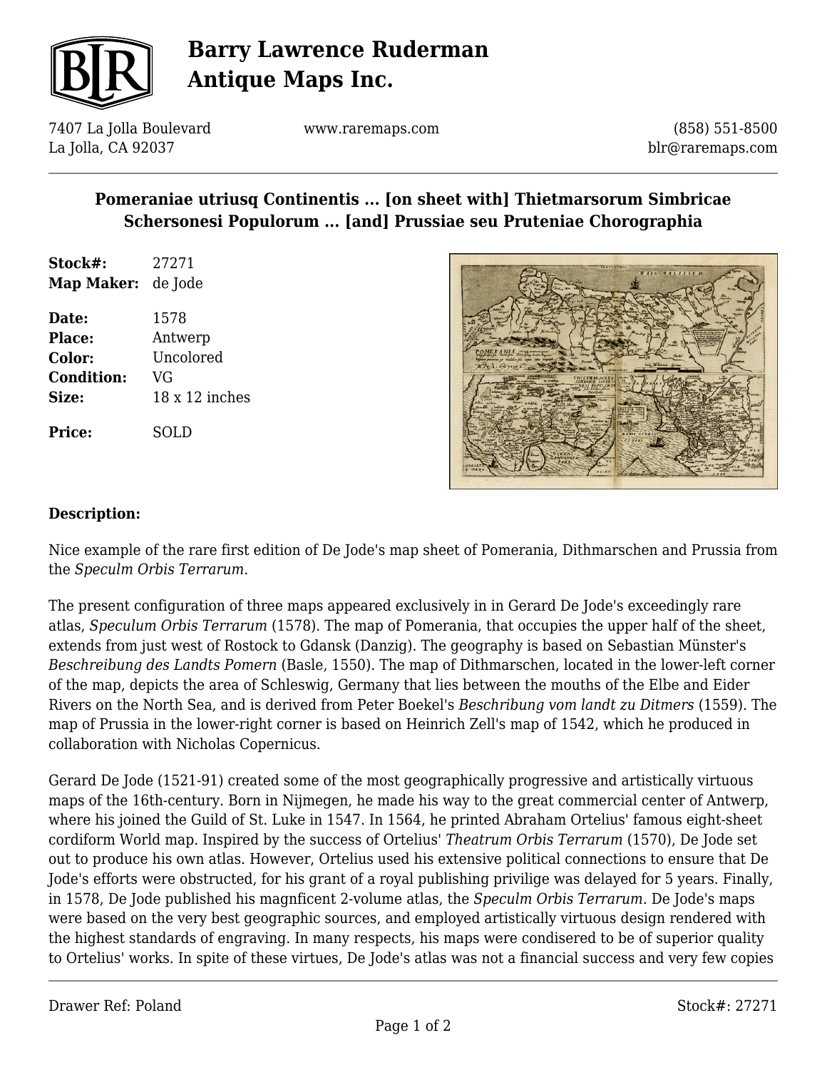# Barry Lawrence Ruderman Antique Maps Inc.

7407 La Jolla Boulevard
La Jolla, CA 92037

www.raremaps.com

(858) 551-8500
blr@raremaps.com

## Pomeraniae utriusq Continentis ... [on sheet with] Thietmarsorum Simbricae Schersonesi Populorum ... [and] Prussiae seu Pruteniae Chorographia

**Stock#:** 27271
**Map Maker:** de Jode

**Date:** 1578
**Place:** Antwerp
**Color:** Uncolored
**Condition:** VG
**Size:** 18 x 12 inches

**Price:** SOLD

### Description:

Nice example of the rare first edition of De Jode's map sheet of Pomerania, Dithmarschen and Prussia from the *Speculm Orbis Terrarum*.

The present configuration of three maps appeared exclusively in in Gerard De Jode's exceedingly rare atlas, *Speculum Orbis Terrarum* (1578). The map of Pomerania, that occupies the upper half of the sheet, extends from just west of Rostock to Gdansk (Danzig). The geography is based on Sebastian Münster's *Beschreibung des Landts Pomern* (Basle, 1550). The map of Dithmarschen, located in the lower-left corner of the map, depicts the area of Schleswig, Germany that lies between the mouths of the Elbe and Eider Rivers on the North Sea, and is derived from Peter Boekel's *Beschribung vom landt zu Ditmers* (1559). The map of Prussia in the lower-right corner is based on Heinrich Zell's map of 1542, which he produced in collaboration with Nicholas Copernicus.

Gerard De Jode (1521-91) created some of the most geographically progressive and artistically virtuous maps of the 16th-century. Born in Nijmegen, he made his way to the great commercial center of Antwerp, where his joined the Guild of St. Luke in 1547. In 1564, he printed Abraham Ortelius' famous eight-sheet cordiform World map. Inspired by the success of Ortelius' *Theatrum Orbis Terrarum* (1570), De Jode set out to produce his own atlas. However, Ortelius used his extensive political connections to ensure that De Jode's efforts were obstructed, for his grant of a royal publishing privilige was delayed for 5 years. Finally, in 1578, De Jode published his magnficent 2-volume atlas, the *Speculm Orbis Terrarum*. De Jode's maps were based on the very best geographic sources, and employed artistically virtuous design rendered with the highest standards of engraving. In many respects, his maps were condisered to be of superior quality to Ortelius' works. In spite of these virtues, De Jode's atlas was not a financial success and very few copies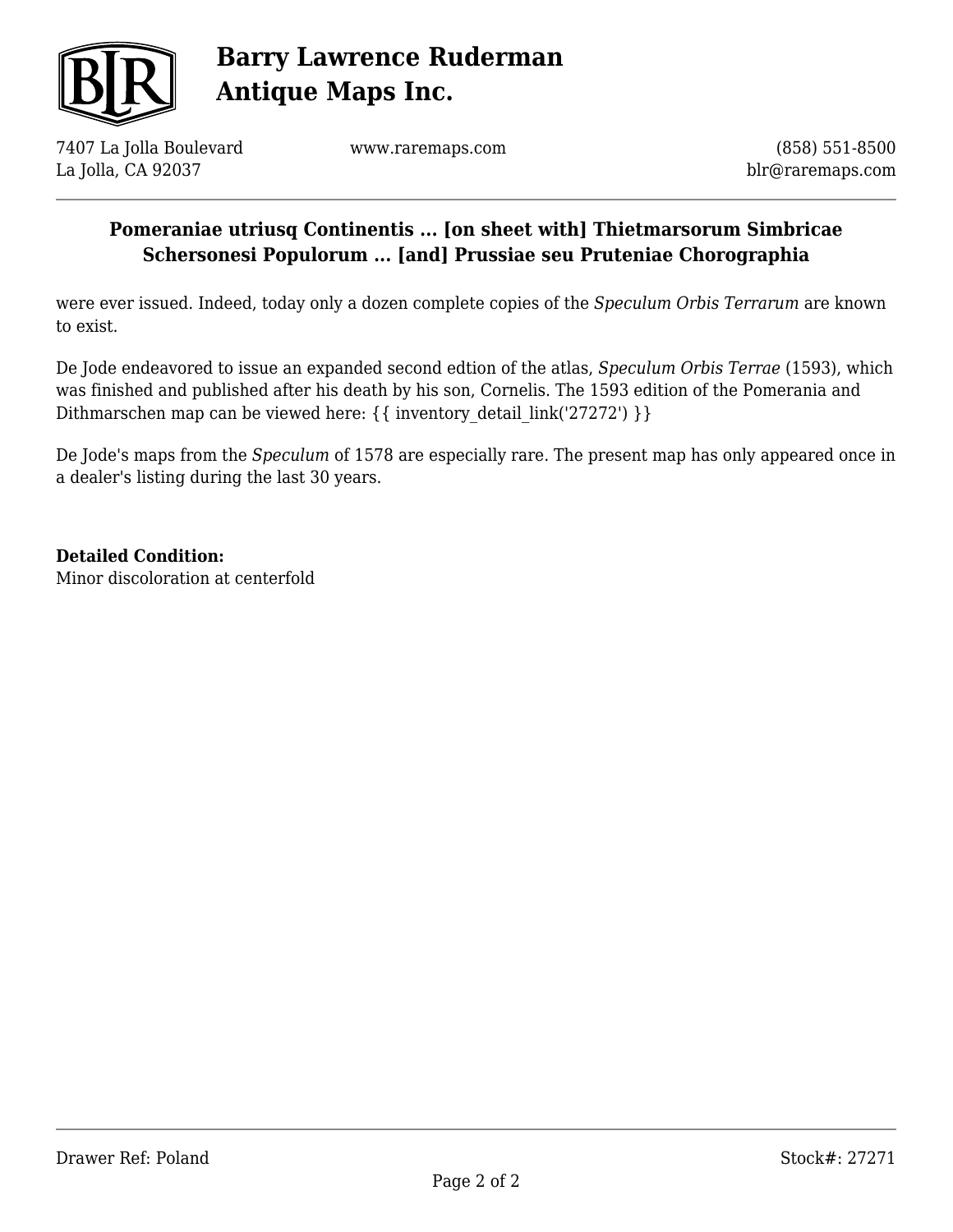were ever issued. Indeed, today only a dozen complete copies of the *Speculum Orbis Terrarum* are known to exist.

De Jode endeavored to issue an expanded second edtion of the atlas, *Speculum Orbis Terrae* (1593), which was finished and published after his death by his son, Cornelis. The 1593 edition of the Pomerania and Dithmarschen map can be viewed here: {{ inventory_detail_link('27272') }}

De Jode's maps from the *Speculum* of 1578 are especially rare. The present map has only appeared once in a dealer's listing during the last 30 years.

**Detailed Condition:**
Minor discoloration at centerfold